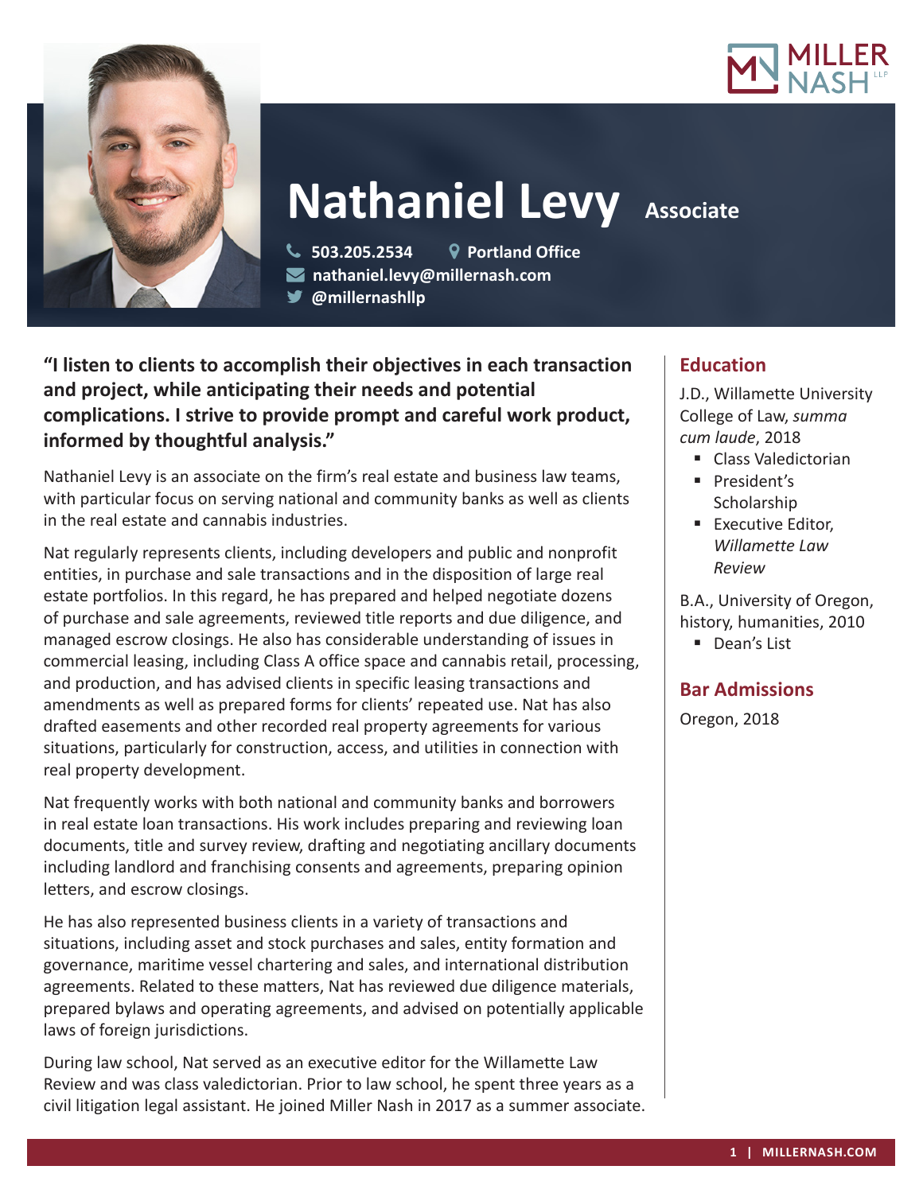# Nathaniel Levy

**Associate**

503.205.2534 | Portland Office
nathaniel.levy@millernash.com
@millernashllp

**"I listen to clients to accomplish their objectives in each transaction and project, while anticipating their needs and potential complications. I strive to provide prompt and careful work product, informed by thoughtful analysis."**

Nathaniel Levy is an associate on the firm's real estate and business law teams, with particular focus on serving national and community banks as well as clients in the real estate and cannabis industries.

Nat regularly represents clients, including developers and public and nonprofit entities, in purchase and sale transactions and in the disposition of large real estate portfolios. In this regard, he has prepared and helped negotiate dozens of purchase and sale agreements, reviewed title reports and due diligence, and managed escrow closings. He also has considerable understanding of issues in commercial leasing, including Class A office space and cannabis retail, processing, and production, and has advised clients in specific leasing transactions and amendments as well as prepared forms for clients' repeated use. Nat has also drafted easements and other recorded real property agreements for various situations, particularly for construction, access, and utilities in connection with real property development.

Nat frequently works with both national and community banks and borrowers in real estate loan transactions. His work includes preparing and reviewing loan documents, title and survey review, drafting and negotiating ancillary documents including landlord and franchising consents and agreements, preparing opinion letters, and escrow closings.

He has also represented business clients in a variety of transactions and situations, including asset and stock purchases and sales, entity formation and governance, maritime vessel chartering and sales, and international distribution agreements. Related to these matters, Nat has reviewed due diligence materials, prepared bylaws and operating agreements, and advised on potentially applicable laws of foreign jurisdictions.

During law school, Nat served as an executive editor for the Willamette Law Review and was class valedictorian. Prior to law school, he spent three years as a civil litigation legal assistant. He joined Miller Nash in 2017 as a summer associate.

## Education

J.D., Willamette University College of Law, *summa cum laude*, 2018

- Class Valedictorian
- President's Scholarship
- Executive Editor, *Willamette Law Review*

B.A., University of Oregon, history, humanities, 2010

- Dean's List

## Bar Admissions

Oregon, 2018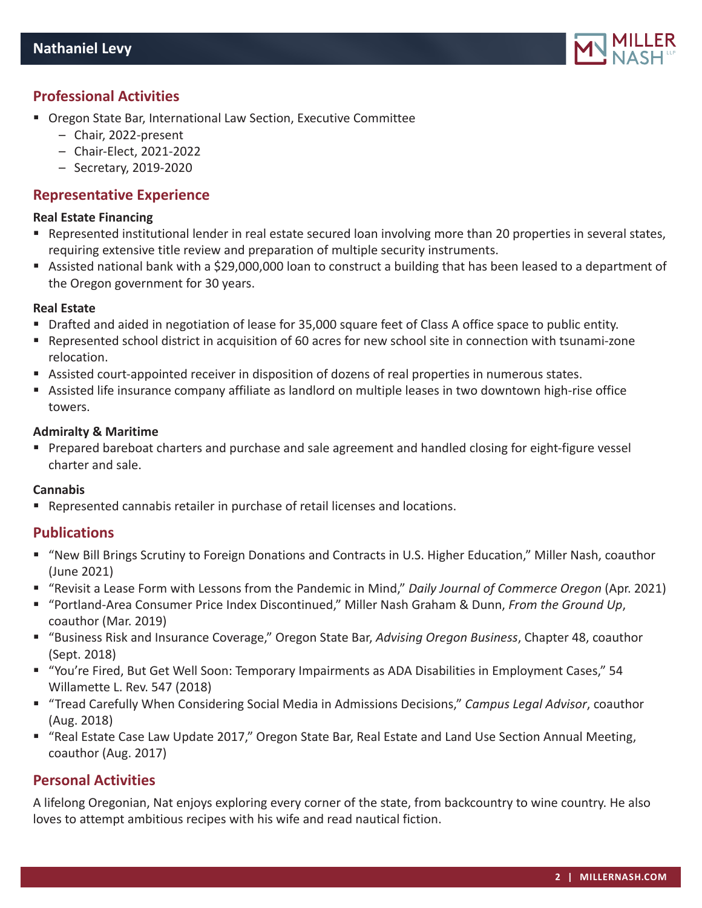## Professional Activities

- Oregon State Bar, International Law Section, Executive Committee
  - Chair, 2022-present
  - Chair-Elect, 2021-2022
  - Secretary, 2019-2020

## Representative Experience

**Real Estate Financing**

- Represented institutional lender in real estate secured loan involving more than 20 properties in several states, requiring extensive title review and preparation of multiple security instruments.
- Assisted national bank with a $29,000,000 loan to construct a building that has been leased to a department of the Oregon government for 30 years.

**Real Estate**

- Drafted and aided in negotiation of lease for 35,000 square feet of Class A office space to public entity.
- Represented school district in acquisition of 60 acres for new school site in connection with tsunami-zone relocation.
- Assisted court-appointed receiver in disposition of dozens of real properties in numerous states.
- Assisted life insurance company affiliate as landlord on multiple leases in two downtown high-rise office towers.

**Admiralty & Maritime**

- Prepared bareboat charters and purchase and sale agreement and handled closing for eight-figure vessel charter and sale.

**Cannabis**

- Represented cannabis retailer in purchase of retail licenses and locations.

## Publications

- "New Bill Brings Scrutiny to Foreign Donations and Contracts in U.S. Higher Education," Miller Nash, coauthor (June 2021)
- "Revisit a Lease Form with Lessons from the Pandemic in Mind," *Daily Journal of Commerce Oregon* (Apr. 2021)
- "Portland-Area Consumer Price Index Discontinued," Miller Nash Graham & Dunn, *From the Ground Up*, coauthor (Mar. 2019)
- "Business Risk and Insurance Coverage," Oregon State Bar, *Advising Oregon Business*, Chapter 48, coauthor (Sept. 2018)
- "You're Fired, But Get Well Soon: Temporary Impairments as ADA Disabilities in Employment Cases," 54 Willamette L. Rev. 547 (2018)
- "Tread Carefully When Considering Social Media in Admissions Decisions," *Campus Legal Advisor*, coauthor (Aug. 2018)
- "Real Estate Case Law Update 2017," Oregon State Bar, Real Estate and Land Use Section Annual Meeting, coauthor (Aug. 2017)

## Personal Activities

A lifelong Oregonian, Nat enjoys exploring every corner of the state, from backcountry to wine country. He also loves to attempt ambitious recipes with his wife and read nautical fiction.